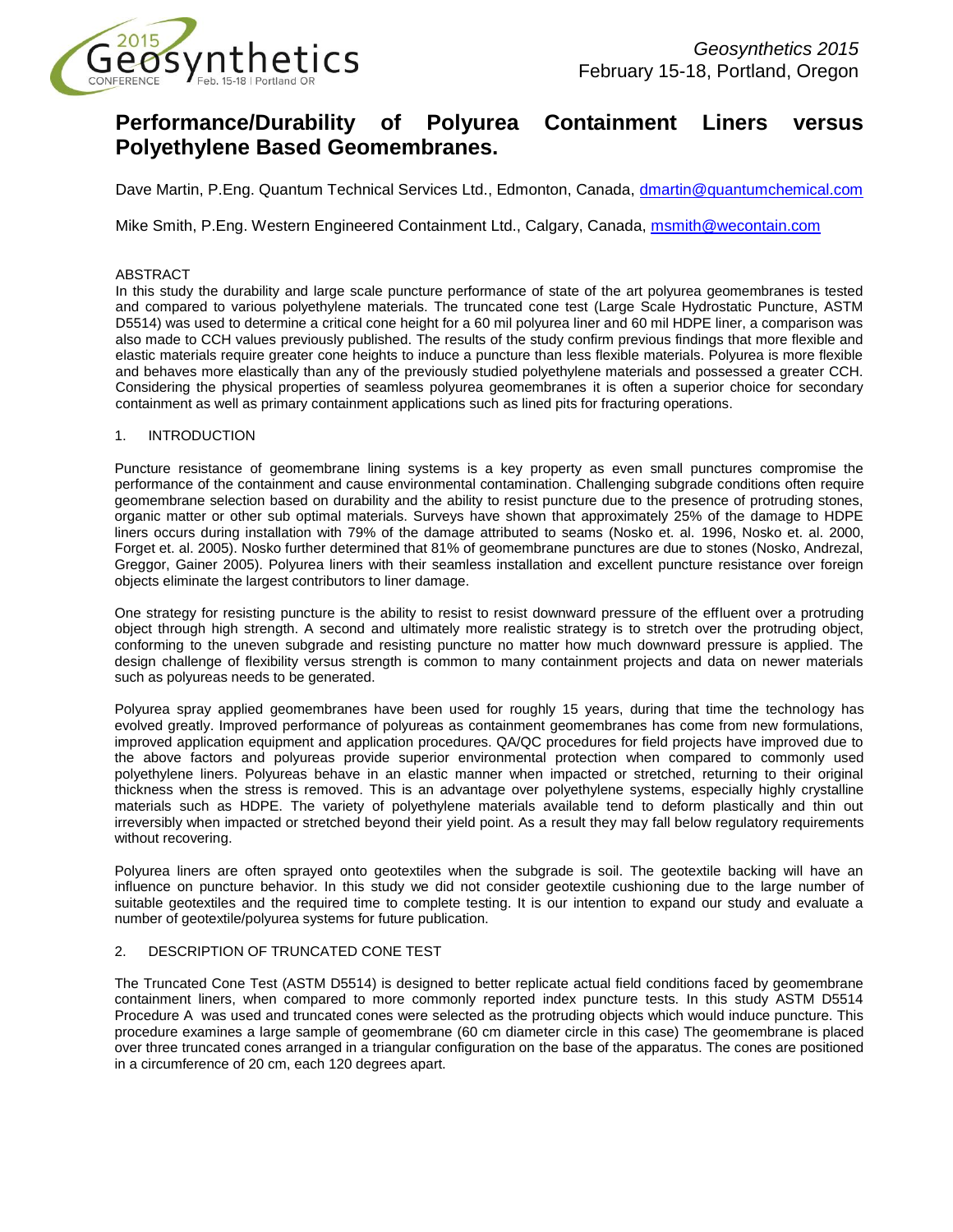# Performance/Durability of Polyurea Containment Liners versus Polyethylene Based Geomembranes.

Dave Martin, P.Eng. Quantum Technical Services Ltd., Edmonton, Canada, dmartin@quantumchemical.com

Mike Smith, P.Eng. Western Engineered Containment Ltd., Calgary, Canada, msmith@wecontain.com

## ABSTRACT

In this study the durability and large scale puncture performance of state of the art polyurea geomembranes is tested and compared to various polyethylene materials. The truncated cone test (Large Scale Hydrostatic Puncture, ASTM D5514) was used to determine a critical cone height for a 60 mil polyurea liner and 60 mil HDPE liner, a comparison was also made to CCH values previously published. The results of the study confirm previous findings that more flexible and elastic materials require greater cone heights to induce a puncture than less flexible materials. Polyurea is more flexible and behaves more elastically than any of the previously studied polyethylene materials and possessed a greater CCH. Considering the physical properties of seamless polyurea geomembranes it is often a superior choice for secondary containment as well as primary containment applications such as lined pits for fracturing operations.

## 1. INTRODUCTION

Puncture resistance of geomembrane lining systems is a key property as even small punctures compromise the performance of the containment and cause environmental contamination. Challenging subgrade conditions often require geomembrane selection based on durability and the ability to resist puncture due to the presence of protruding stones, organic matter or other sub optimal materials. Surveys have shown that approximately 25% of the damage to HDPE liners occurs during installation with 79% of the damage attributed to seams (Nosko et. al. 1996, Nosko et. al. 2000, Forget et. al. 2005). Nosko further determined that 81% of geomembrane punctures are due to stones (Nosko, Andrezal, Greggor, Gainer 2005). Polyurea liners with their seamless installation and excellent puncture resistance over foreign objects eliminate the largest contributors to liner damage.

One strategy for resisting puncture is the ability to resist to resist downward pressure of the effluent over a protruding object through high strength. A second and ultimately more realistic strategy is to stretch over the protruding object, conforming to the uneven subgrade and resisting puncture no matter how much downward pressure is applied. The design challenge of flexibility versus strength is common to many containment projects and data on newer materials such as polyureas needs to be generated.

Polyurea spray applied geomembranes have been used for roughly 15 years, during that time the technology has evolved greatly. Improved performance of polyureas as containment geomembranes has come from new formulations, improved application equipment and application procedures. QA/QC procedures for field projects have improved due to the above factors and polyureas provide superior environmental protection when compared to commonly used polyethylene liners. Polyureas behave in an elastic manner when impacted or stretched, returning to their original thickness when the stress is removed. This is an advantage over polyethylene systems, especially highly crystalline materials such as HDPE. The variety of polyethylene materials available tend to deform plastically and thin out irreversibly when impacted or stretched beyond their yield point. As a result they may fall below regulatory requirements without recovering.

Polyurea liners are often sprayed onto geotextiles when the subgrade is soil. The geotextile backing will have an influence on puncture behavior. In this study we did not consider geotextile cushioning due to the large number of suitable geotextiles and the required time to complete testing. It is our intention to expand our study and evaluate a number of geotextile/polyurea systems for future publication.

## 2. DESCRIPTION OF TRUNCATED CONE TEST

The Truncated Cone Test (ASTM D5514) is designed to better replicate actual field conditions faced by geomembrane containment liners, when compared to more commonly reported index puncture tests. In this study ASTM D5514 Procedure A was used and truncated cones were selected as the protruding objects which would induce puncture. This procedure examines a large sample of geomembrane (60 cm diameter circle in this case) The geomembrane is placed over three truncated cones arranged in a triangular configuration on the base of the apparatus. The cones are positioned in a circumference of 20 cm, each 120 degrees apart.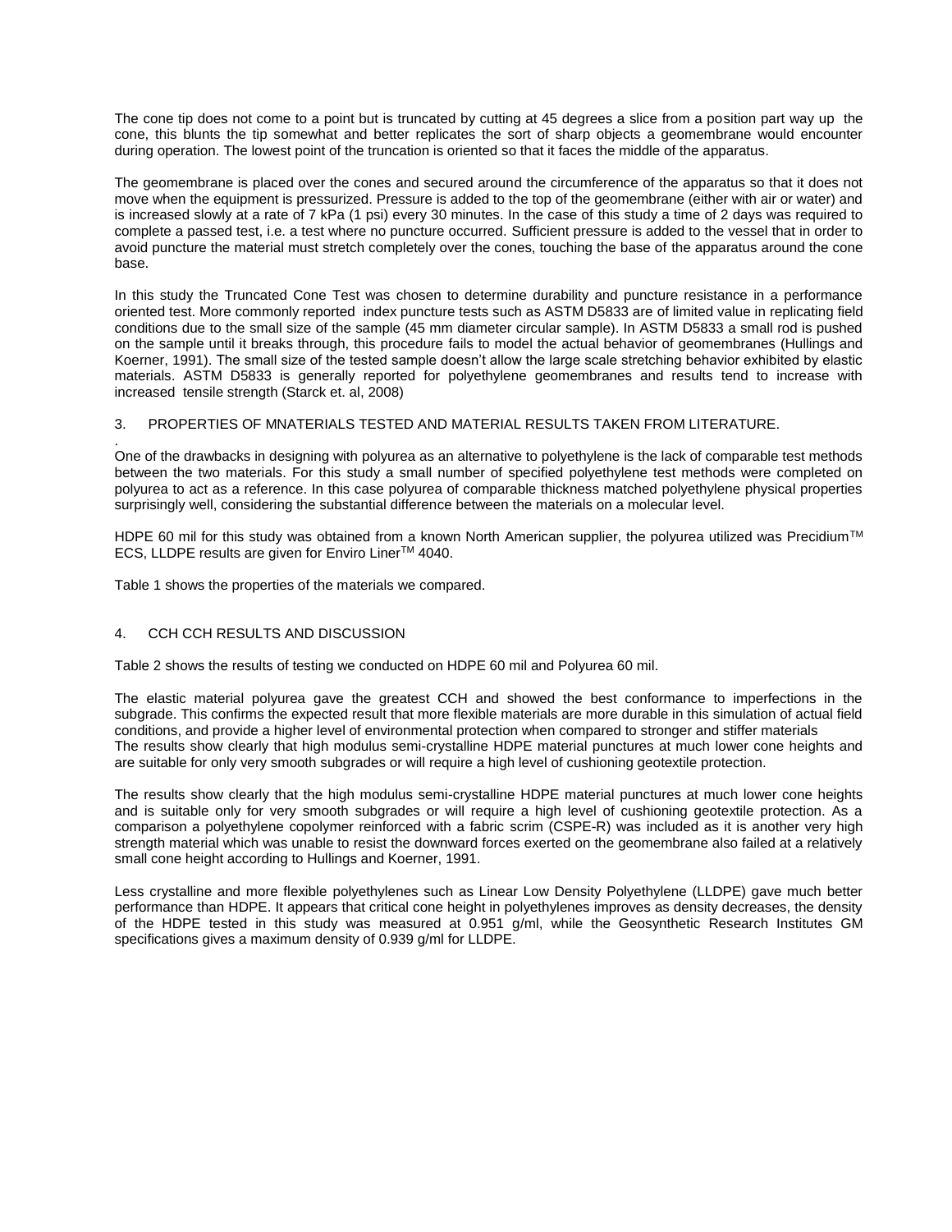The cone tip does not come to a point but is truncated by cutting at 45 degrees a slice from a position part way up the cone, this blunts the tip somewhat and better replicates the sort of sharp objects a geomembrane would encounter during operation. The lowest point of the truncation is oriented so that it faces the middle of the apparatus.

The geomembrane is placed over the cones and secured around the circumference of the apparatus so that it does not move when the equipment is pressurized. Pressure is added to the top of the geomembrane (either with air or water) and is increased slowly at a rate of 7 kPa (1 psi) every 30 minutes. In the case of this study a time of 2 days was required to complete a passed test, i.e. a test where no puncture occurred. Sufficient pressure is added to the vessel that in order to avoid puncture the material must stretch completely over the cones, touching the base of the apparatus around the cone base.

In this study the Truncated Cone Test was chosen to determine durability and puncture resistance in a performance oriented test. More commonly reported index puncture tests such as ASTM D5833 are of limited value in replicating field conditions due to the small size of the sample (45 mm diameter circular sample). In ASTM D5833 a small rod is pushed on the sample until it breaks through, this procedure fails to model the actual behavior of geomembranes (Hullings and Koerner, 1991). The small size of the tested sample doesn't allow the large scale stretching behavior exhibited by elastic materials. ASTM D5833 is generally reported for polyethylene geomembranes and results tend to increase with increased tensile strength (Starck et. al, 2008)

## 3. PROPERTIES OF MNATERIALS TESTED AND MATERIAL RESULTS TAKEN FROM LITERATURE.

One of the drawbacks in designing with polyurea as an alternative to polyethylene is the lack of comparable test methods between the two materials. For this study a small number of specified polyethylene test methods were completed on polyurea to act as a reference. In this case polyurea of comparable thickness matched polyethylene physical properties surprisingly well, considering the substantial difference between the materials on a molecular level.

HDPE 60 mil for this study was obtained from a known North American supplier, the polyurea utilized was Precidium™ ECS, LLDPE results are given for Enviro Liner™ 4040.

Table 1 shows the properties of the materials we compared.

## 4. CCH CCH RESULTS AND DISCUSSION

Table 2 shows the results of testing we conducted on HDPE 60 mil and Polyurea 60 mil.

The elastic material polyurea gave the greatest CCH and showed the best conformance to imperfections in the subgrade. This confirms the expected result that more flexible materials are more durable in this simulation of actual field conditions, and provide a higher level of environmental protection when compared to stronger and stiffer materials
The results show clearly that high modulus semi-crystalline HDPE material punctures at much lower cone heights and are suitable for only very smooth subgrades or will require a high level of cushioning geotextile protection.

The results show clearly that the high modulus semi-crystalline HDPE material punctures at much lower cone heights and is suitable only for very smooth subgrades or will require a high level of cushioning geotextile protection. As a comparison a polyethylene copolymer reinforced with a fabric scrim (CSPE-R) was included as it is another very high strength material which was unable to resist the downward forces exerted on the geomembrane also failed at a relatively small cone height according to Hullings and Koerner, 1991.

Less crystalline and more flexible polyethylenes such as Linear Low Density Polyethylene (LLDPE) gave much better performance than HDPE. It appears that critical cone height in polyethylenes improves as density decreases, the density of the HDPE tested in this study was measured at 0.951 g/ml, while the Geosynthetic Research Institutes GM specifications gives a maximum density of 0.939 g/ml for LLDPE.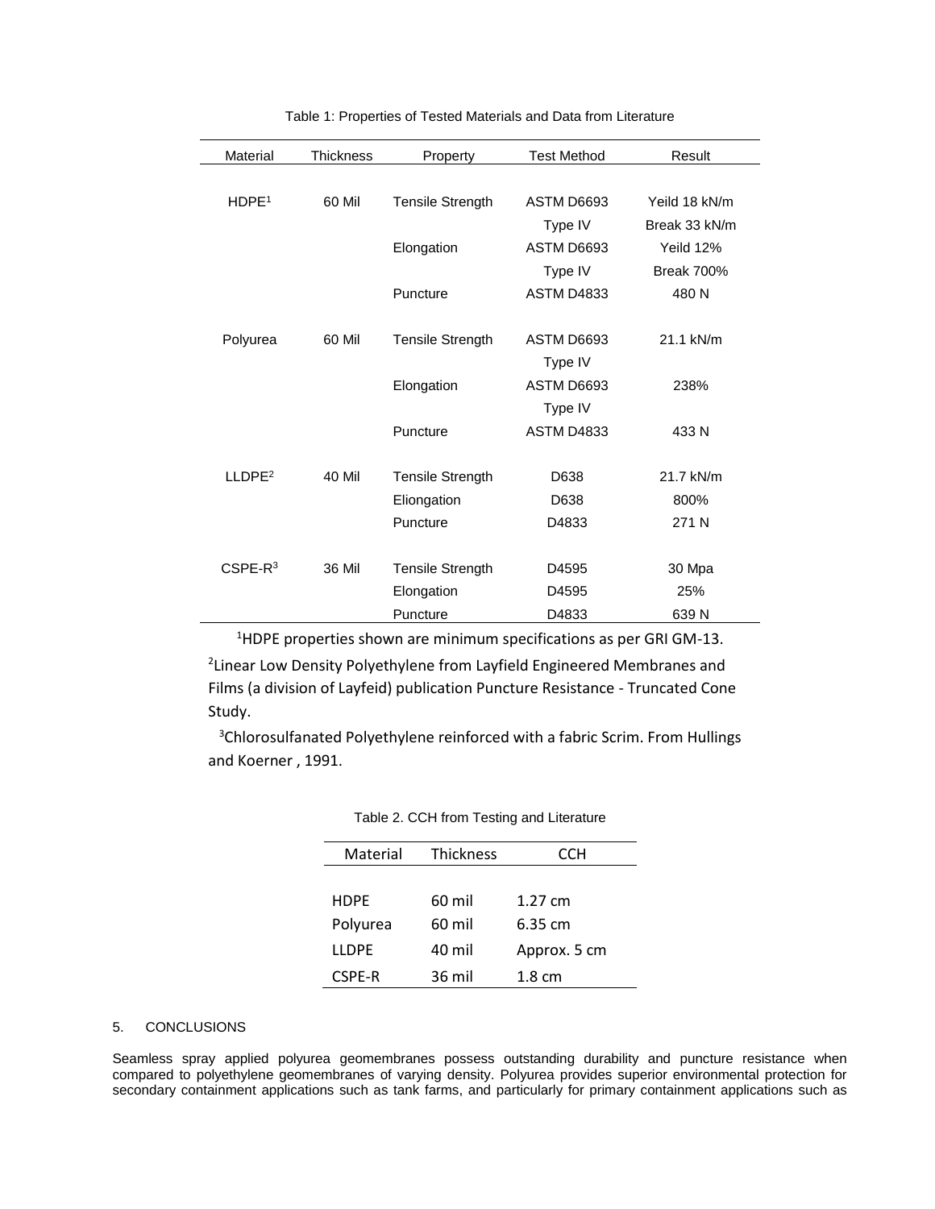Table 1: Properties of Tested Materials and Data from Literature

| Material | Thickness | Property | Test Method | Result |
|---|---|---|---|---|
| HDPE[1] | 60 Mil | Tensile Strength | ASTM D6693 Type IV | Yeild 18 kN/m Break 33 kN/m |
| | | Elongation | ASTM D6693 Type IV | Yeild 12% Break 700% |
| | | Puncture | ASTM D4833 | 480 N |
| Polyurea | 60 Mil | Tensile Strength | ASTM D6693 Type IV | 21.1 kN/m |
| | | Elongation | ASTM D6693 Type IV | 238% |
| | | Puncture | ASTM D4833 | 433 N |
| LLDPE[2] | 40 Mil | Tensile Strength | D638 | 21.7 kN/m |
| | | Eliongation | D638 | 800% |
| | | Puncture | D4833 | 271 N |
| CSPE-R[3] | 36 Mil | Tensile Strength | D4595 | 30 Mpa |
| | | Elongation | D4595 | 25% |
| | | Puncture | D4833 | 639 N |

[1]HDPE properties shown are minimum specifications as per GRI GM-13.

[2]Linear Low Density Polyethylene from Layfield Engineered Membranes and Films (a division of Layfeid) publication Puncture Resistance - Truncated Cone Study.

[3]Chlorosulfanated Polyethylene reinforced with a fabric Scrim. From Hullings and Koerner , 1991.

Table 2. CCH from Testing and Literature

| Material | Thickness | CCH |
|---|---|---|
| HDPE | 60 mil | 1.27 cm |
| Polyurea | 60 mil | 6.35 cm |
| LLDPE | 40 mil | Approx. 5 cm |
| CSPE-R | 36 mil | 1.8 cm |

## 5. CONCLUSIONS

Seamless spray applied polyurea geomembranes possess outstanding durability and puncture resistance when compared to polyethylene geomembranes of varying density. Polyurea provides superior environmental protection for secondary containment applications such as tank farms, and particularly for primary containment applications such as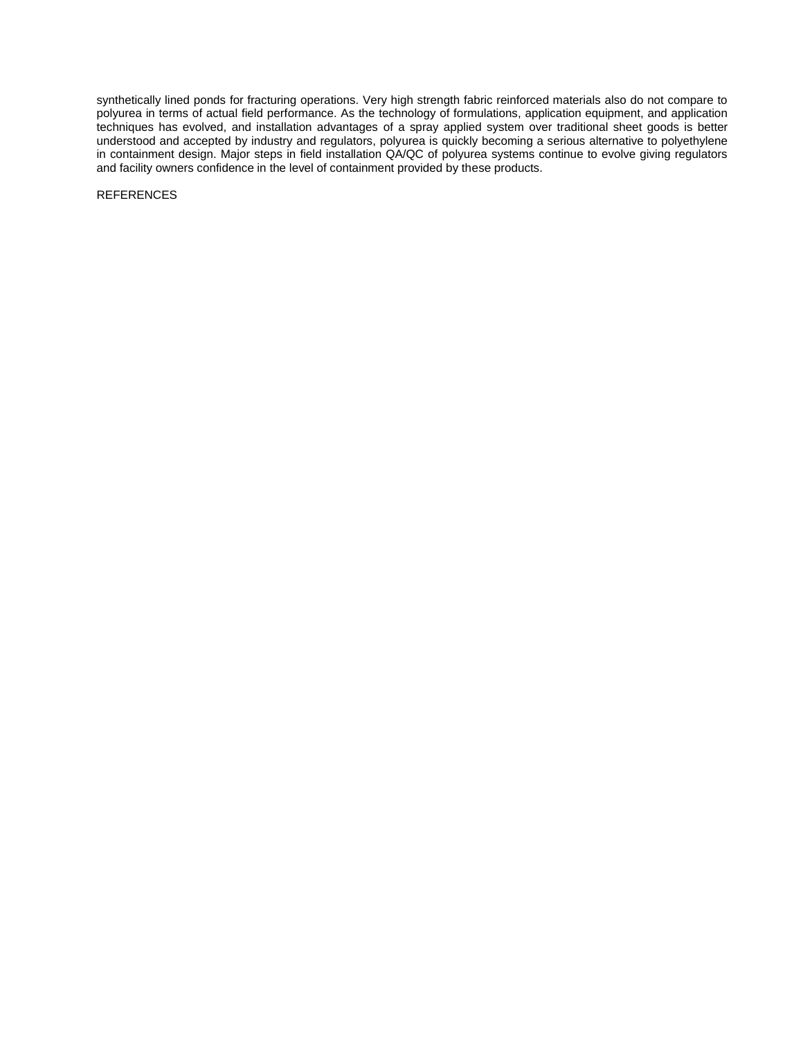synthetically lined ponds for fracturing operations. Very high strength fabric reinforced materials also do not compare to polyurea in terms of actual field performance. As the technology of formulations, application equipment, and application techniques has evolved, and installation advantages of a spray applied system over traditional sheet goods is better understood and accepted by industry and regulators, polyurea is quickly becoming a serious alternative to polyethylene in containment design. Major steps in field installation QA/QC of polyurea systems continue to evolve giving regulators and facility owners confidence in the level of containment provided by these products.

## REFERENCES